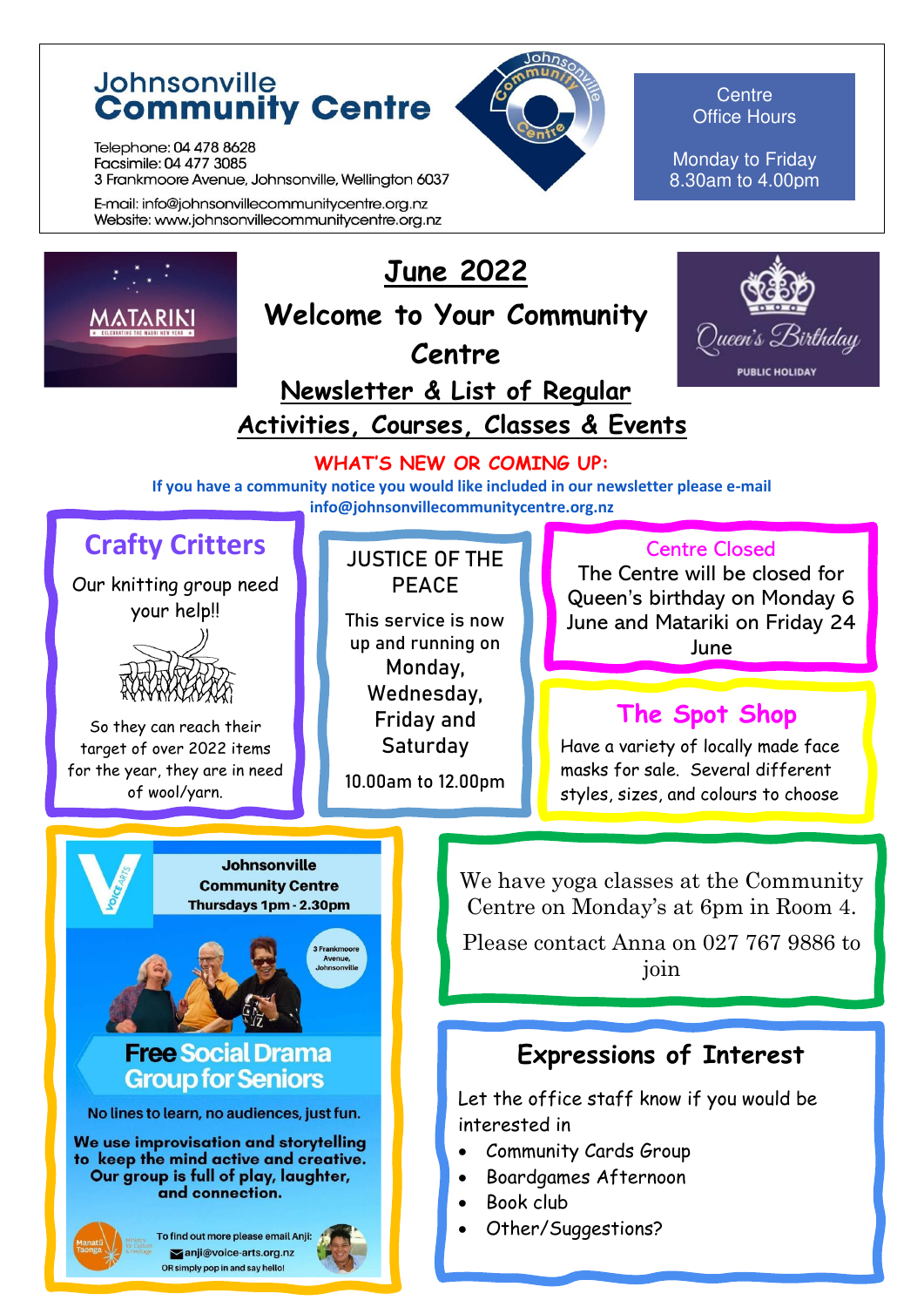# Johnsonville Community Centre

Telephone: 04 478 8628
Facsimile: 04 477 3085
3 Frankmoore Avenue, Johnsonville, Wellington 6037

E-mail: info@johnsonvillecommunitycentre.org.nz
Website: www.johnsonvillecommunitycentre.org.nz

**Centre Office Hours**

Monday to Friday
8.30am to 4.00pm

MATARIKI — CELEBRATING THE MAORI NEW YEAR

Queen's Birthday — PUBLIC HOLIDAY

## June 2022

## Welcome to Your Community Centre

## Newsletter & List of Regular Activities, Courses, Classes & Events

**WHAT'S NEW OR COMING UP:**

If you have a community notice you would like included in our newsletter please e-mail info@johnsonvillecommunitycentre.org.nz

### Crafty Critters

Our knitting group need your help!!

So they can reach their target of over 2022 items for the year, they are in need of wool/yarn.

### JUSTICE OF THE PEACE

This service is now up and running on Monday, Wednesday, Friday and Saturday

10.00am to 12.00pm

### Centre Closed

The Centre will be closed for Queen's birthday on Monday 6 June and Matariki on Friday 24 June

### The Spot Shop

Have a variety of locally made face masks for sale. Several different styles, sizes, and colours to choose

### Johnsonville Community Centre

**Thursdays 1pm - 2.30pm**

3 Frankmoore Avenue, Johnsonville

**Free Social Drama Group for Seniors**

No lines to learn, no audiences, just fun.

**We use improvisation and storytelling to keep the mind active and creative. Our group is full of play, laughter, and connection.**

To find out more please email Anji: anji@voice-arts.org.nz
OR simply pop in and say hello!

We have yoga classes at the Community Centre on Monday's at 6pm in Room 4.

Please contact Anna on 027 767 9886 to join

### Expressions of Interest

Let the office staff know if you would be interested in

- Community Cards Group
- Boardgames Afternoon
- Book club
- Other/Suggestions?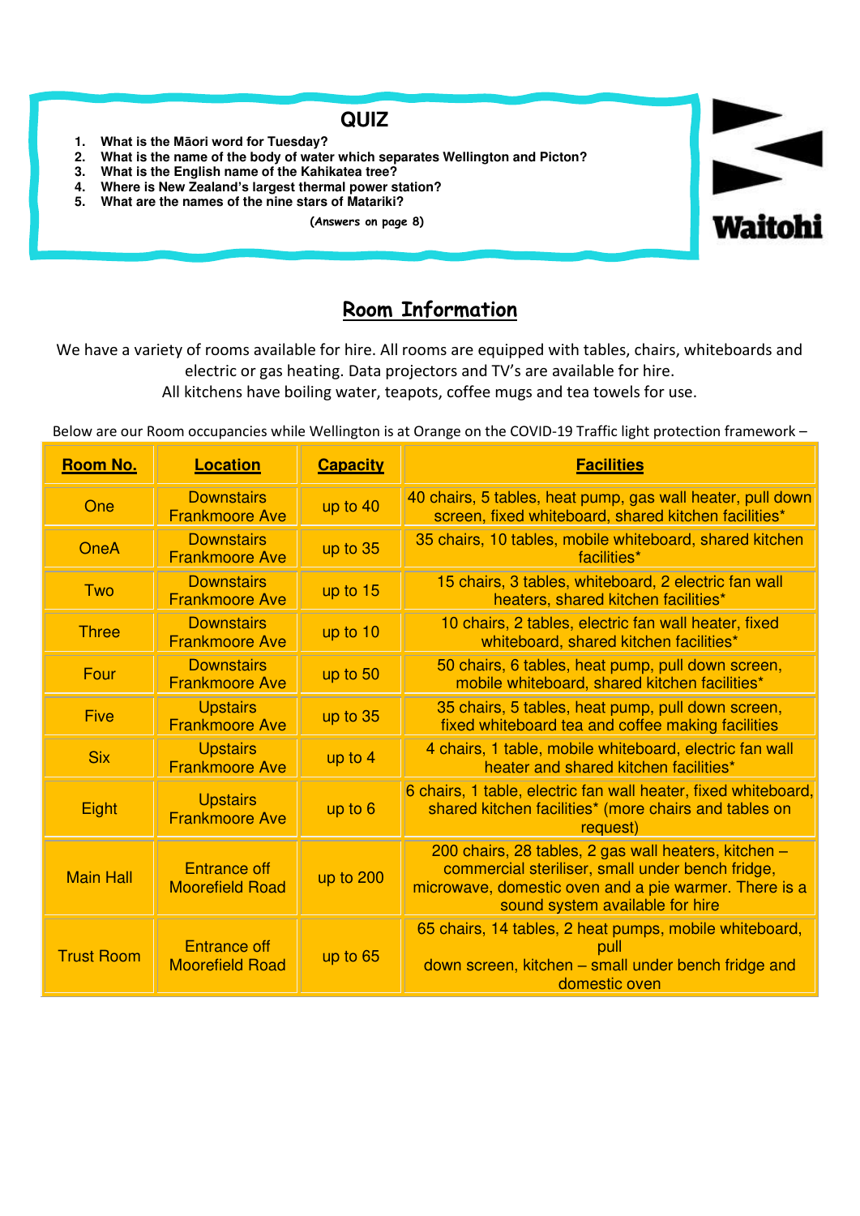## QUIZ

1. **What is the Māori word for Tuesday?**
2. **What is the name of the body of water which separates Wellington and Picton?**
3. **What is the English name of the Kahikatea tree?**
4. **Where is New Zealand's largest thermal power station?**
5. **What are the names of the nine stars of Matariki?**

**(Answers on page 8)**

Waitohi

## Room Information

We have a variety of rooms available for hire. All rooms are equipped with tables, chairs, whiteboards and electric or gas heating. Data projectors and TV's are available for hire.
All kitchens have boiling water, teapots, coffee mugs and tea towels for use.

Below are our Room occupancies while Wellington is at Orange on the COVID-19 Traffic light protection framework –

| Room No. | Location | Capacity | Facilities |
|---|---|---|---|
| One | Downstairs Frankmoore Ave | up to 40 | 40 chairs, 5 tables, heat pump, gas wall heater, pull down screen, fixed whiteboard, shared kitchen facilities* |
| OneA | Downstairs Frankmoore Ave | up to 35 | 35 chairs, 10 tables, mobile whiteboard, shared kitchen facilities* |
| Two | Downstairs Frankmoore Ave | up to 15 | 15 chairs, 3 tables, whiteboard, 2 electric fan wall heaters, shared kitchen facilities* |
| Three | Downstairs Frankmoore Ave | up to 10 | 10 chairs, 2 tables, electric fan wall heater, fixed whiteboard, shared kitchen facilities* |
| Four | Downstairs Frankmoore Ave | up to 50 | 50 chairs, 6 tables, heat pump, pull down screen, mobile whiteboard, shared kitchen facilities* |
| Five | Upstairs Frankmoore Ave | up to 35 | 35 chairs, 5 tables, heat pump, pull down screen, fixed whiteboard tea and coffee making facilities |
| Six | Upstairs Frankmoore Ave | up to 4 | 4 chairs, 1 table, mobile whiteboard, electric fan wall heater and shared kitchen facilities* |
| Eight | Upstairs Frankmoore Ave | up to 6 | 6 chairs, 1 table, electric fan wall heater, fixed whiteboard, shared kitchen facilities* (more chairs and tables on request) |
| Main Hall | Entrance off Moorefield Road | up to 200 | 200 chairs, 28 tables, 2 gas wall heaters, kitchen – commercial steriliser, small under bench fridge, microwave, domestic oven and a pie warmer. There is a sound system available for hire |
| Trust Room | Entrance off Moorefield Road | up to 65 | 65 chairs, 14 tables, 2 heat pumps, mobile whiteboard, pull down screen, kitchen – small under bench fridge and domestic oven |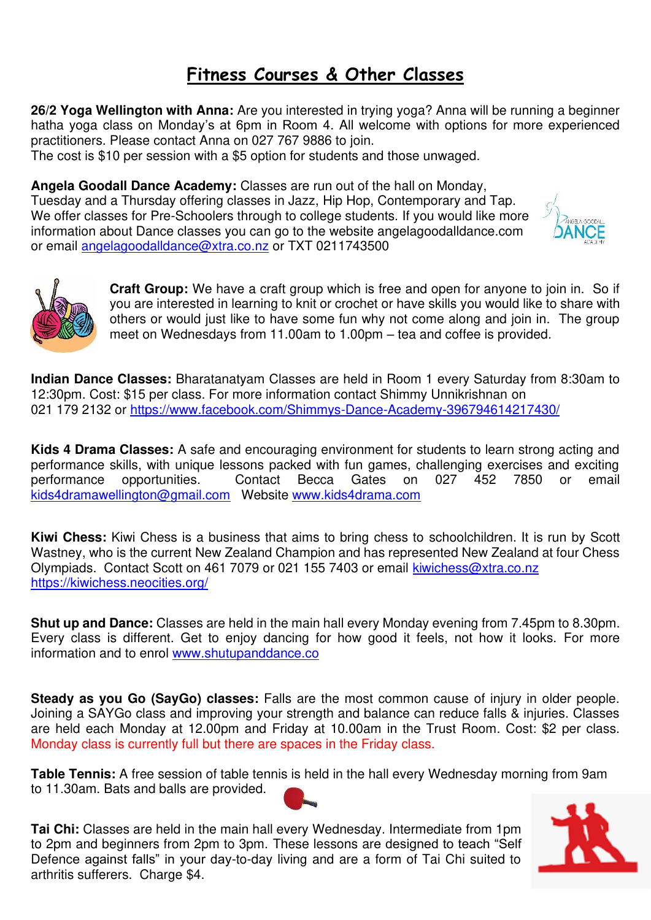# Fitness Courses & Other Classes

**26/2 Yoga Wellington with Anna:** Are you interested in trying yoga? Anna will be running a beginner hatha yoga class on Monday's at 6pm in Room 4. All welcome with options for more experienced practitioners. Please contact Anna on 027 767 9886 to join.
The cost is $10 per session with a $5 option for students and those unwaged.

**Angela Goodall Dance Academy:** Classes are run out of the hall on Monday, Tuesday and a Thursday offering classes in Jazz, Hip Hop, Contemporary and Tap. We offer classes for Pre-Schoolers through to college students. If you would like more information about Dance classes you can go to the website angelagoodalldance.com or email angelagoodalldance@xtra.co.nz or TXT 0211743500

**Craft Group:** We have a craft group which is free and open for anyone to join in. So if you are interested in learning to knit or crochet or have skills you would like to share with others or would just like to have some fun why not come along and join in. The group meet on Wednesdays from 11.00am to 1.00pm – tea and coffee is provided.

**Indian Dance Classes:** Bharatanatyam Classes are held in Room 1 every Saturday from 8:30am to 12:30pm. Cost: $15 per class. For more information contact Shimmy Unnikrishnan on 021 179 2132 or https://www.facebook.com/Shimmys-Dance-Academy-396794614217430/

**Kids 4 Drama Classes:** A safe and encouraging environment for students to learn strong acting and performance skills, with unique lessons packed with fun games, challenging exercises and exciting performance opportunities. Contact Becca Gates on 027 452 7850 or email kids4dramawellington@gmail.com Website www.kids4drama.com

**Kiwi Chess:** Kiwi Chess is a business that aims to bring chess to schoolchildren. It is run by Scott Wastney, who is the current New Zealand Champion and has represented New Zealand at four Chess Olympiads. Contact Scott on 461 7079 or 021 155 7403 or email kiwichess@xtra.co.nz https://kiwichess.neocities.org/

**Shut up and Dance:** Classes are held in the main hall every Monday evening from 7.45pm to 8.30pm. Every class is different. Get to enjoy dancing for how good it feels, not how it looks. For more information and to enrol www.shutupanddance.co

**Steady as you Go (SayGo) classes:** Falls are the most common cause of injury in older people. Joining a SAYGo class and improving your strength and balance can reduce falls & injuries. Classes are held each Monday at 12.00pm and Friday at 10.00am in the Trust Room. Cost: $2 per class. Monday class is currently full but there are spaces in the Friday class.

**Table Tennis:** A free session of table tennis is held in the hall every Wednesday morning from 9am to 11.30am. Bats and balls are provided.

**Tai Chi:** Classes are held in the main hall every Wednesday. Intermediate from 1pm to 2pm and beginners from 2pm to 3pm. These lessons are designed to teach "Self Defence against falls" in your day-to-day living and are a form of Tai Chi suited to arthritis sufferers. Charge $4.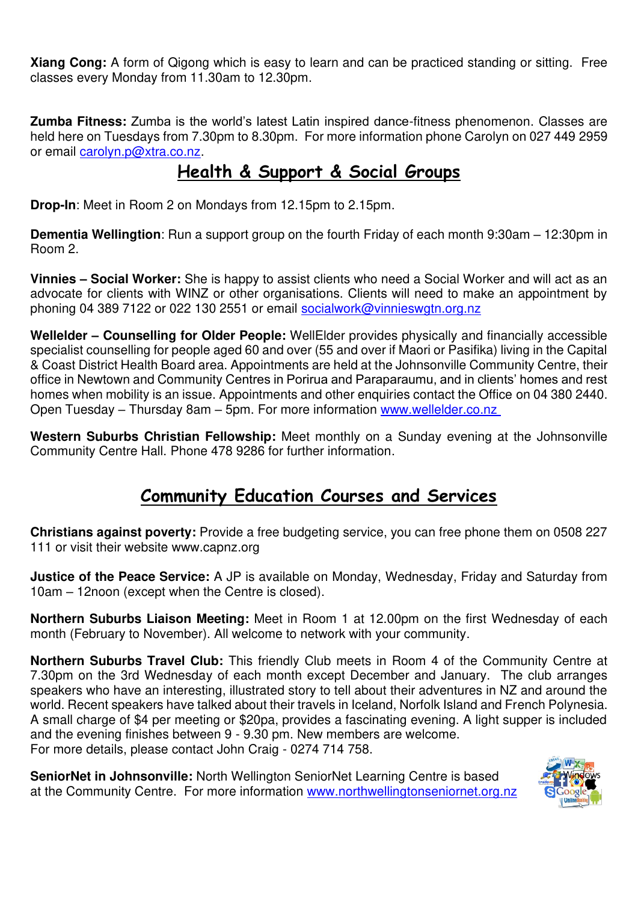**Xiang Cong:** A form of Qigong which is easy to learn and can be practiced standing or sitting. Free classes every Monday from 11.30am to 12.30pm.

**Zumba Fitness:** Zumba is the world's latest Latin inspired dance-fitness phenomenon. Classes are held here on Tuesdays from 7.30pm to 8.30pm. For more information phone Carolyn on 027 449 2959 or email carolyn.p@xtra.co.nz.

## Health & Support & Social Groups

**Drop-In**: Meet in Room 2 on Mondays from 12.15pm to 2.15pm.

**Dementia Wellingtion**: Run a support group on the fourth Friday of each month 9:30am – 12:30pm in Room 2.

**Vinnies – Social Worker:** She is happy to assist clients who need a Social Worker and will act as an advocate for clients with WINZ or other organisations. Clients will need to make an appointment by phoning 04 389 7122 or 022 130 2551 or email socialwork@vinnieswgtn.org.nz

**Wellelder – Counselling for Older People:** WellElder provides physically and financially accessible specialist counselling for people aged 60 and over (55 and over if Maori or Pasifika) living in the Capital & Coast District Health Board area. Appointments are held at the Johnsonville Community Centre, their office in Newtown and Community Centres in Porirua and Paraparaumu, and in clients' homes and rest homes when mobility is an issue. Appointments and other enquiries contact the Office on 04 380 2440. Open Tuesday – Thursday 8am – 5pm. For more information www.wellelder.co.nz

**Western Suburbs Christian Fellowship:** Meet monthly on a Sunday evening at the Johnsonville Community Centre Hall. Phone 478 9286 for further information.

## Community Education Courses and Services

**Christians against poverty:** Provide a free budgeting service, you can free phone them on 0508 227 111 or visit their website www.capnz.org

**Justice of the Peace Service:** A JP is available on Monday, Wednesday, Friday and Saturday from 10am – 12noon (except when the Centre is closed).

**Northern Suburbs Liaison Meeting:** Meet in Room 1 at 12.00pm on the first Wednesday of each month (February to November). All welcome to network with your community.

**Northern Suburbs Travel Club:** This friendly Club meets in Room 4 of the Community Centre at 7.30pm on the 3rd Wednesday of each month except December and January. The club arranges speakers who have an interesting, illustrated story to tell about their adventures in NZ and around the world. Recent speakers have talked about their travels in Iceland, Norfolk Island and French Polynesia. A small charge of $4 per meeting or $20pa, provides a fascinating evening. A light supper is included and the evening finishes between 9 - 9.30 pm. New members are welcome.
For more details, please contact John Craig - 0274 714 758.

**SeniorNet in Johnsonville:** North Wellington SeniorNet Learning Centre is based at the Community Centre. For more information www.northwellingtonseniornet.org.nz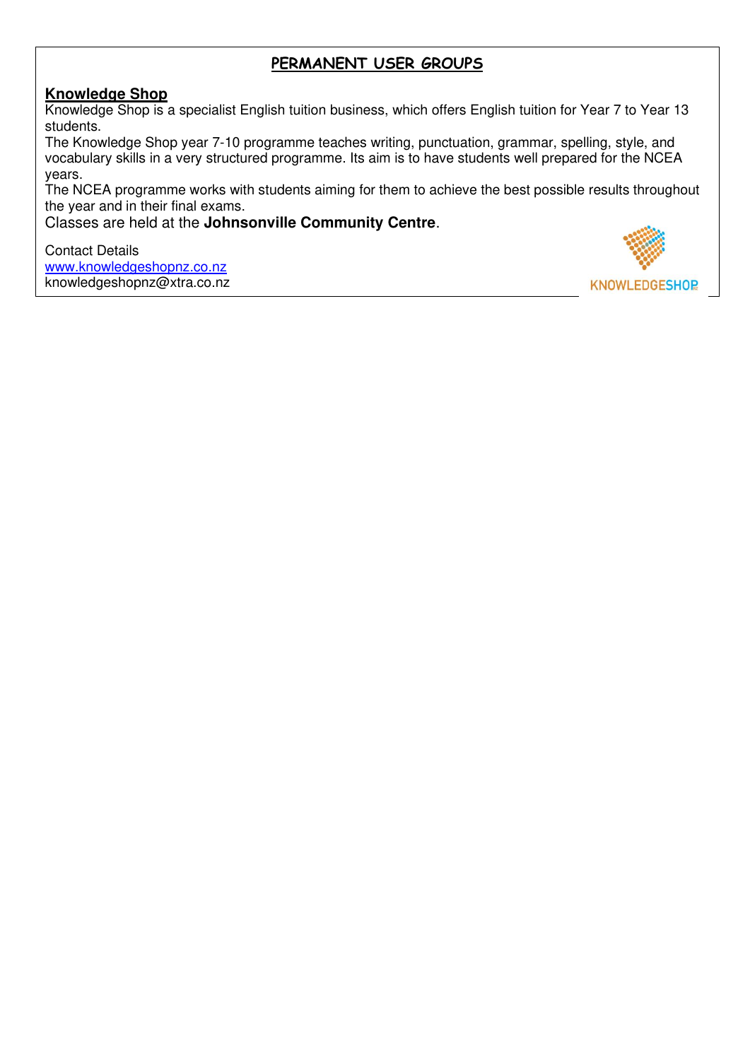# PERMANENT USER GROUPS

## Knowledge Shop

Knowledge Shop is a specialist English tuition business, which offers English tuition for Year 7 to Year 13 students.

The Knowledge Shop year 7-10 programme teaches writing, punctuation, grammar, spelling, style, and vocabulary skills in a very structured programme. Its aim is to have students well prepared for the NCEA years.

The NCEA programme works with students aiming for them to achieve the best possible results throughout the year and in their final exams.

Classes are held at the **Johnsonville Community Centre**.

Contact Details
www.knowledgeshopnz.co.nz
knowledgeshopnz@xtra.co.nz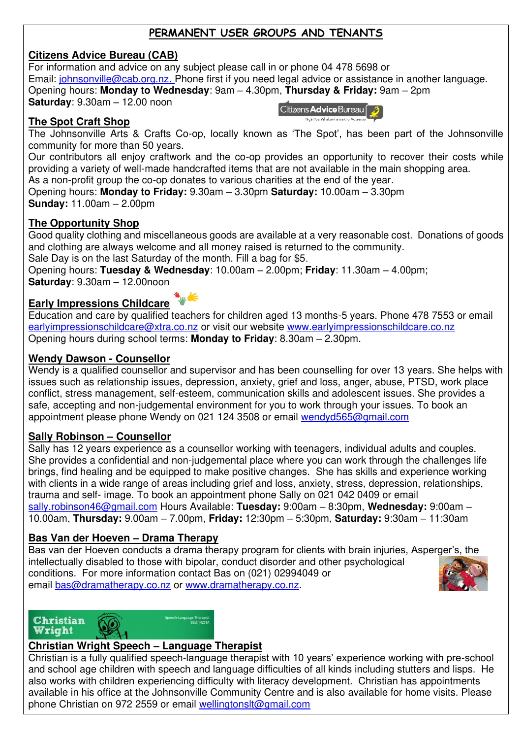# PERMANENT USER GROUPS AND TENANTS

## Citizens Advice Bureau (CAB)

For information and advice on any subject please call in or phone 04 478 5698 or Email: johnsonville@cab.org.nz. Phone first if you need legal advice or assistance in another language.
Opening hours: **Monday to Wednesday**: 9am – 4.30pm, **Thursday & Friday:** 9am – 2pm
**Saturday**: 9.30am – 12.00 noon

## The Spot Craft Shop

The Johnsonville Arts & Crafts Co-op, locally known as 'The Spot', has been part of the Johnsonville community for more than 50 years.
Our contributors all enjoy craftwork and the co-op provides an opportunity to recover their costs while providing a variety of well-made handcrafted items that are not available in the main shopping area.
As a non-profit group the co-op donates to various charities at the end of the year.
Opening hours: **Monday to Friday:** 9.30am – 3.30pm **Saturday:** 10.00am – 3.30pm
**Sunday:** 11.00am – 2.00pm

## The Opportunity Shop

Good quality clothing and miscellaneous goods are available at a very reasonable cost. Donations of goods and clothing are always welcome and all money raised is returned to the community.
Sale Day is on the last Saturday of the month. Fill a bag for $5.
Opening hours: **Tuesday & Wednesday**: 10.00am – 2.00pm; **Friday**: 11.30am – 4.00pm;
**Saturday**: 9.30am – 12.00noon

## Early Impressions Childcare

Education and care by qualified teachers for children aged 13 months-5 years. Phone 478 7553 or email earlyimpressionschildcare@xtra.co.nz or visit our website www.earlyimpressionschildcare.co.nz
Opening hours during school terms: **Monday to Friday**: 8.30am – 2.30pm.

## Wendy Dawson - Counsellor

Wendy is a qualified counsellor and supervisor and has been counselling for over 13 years. She helps with issues such as relationship issues, depression, anxiety, grief and loss, anger, abuse, PTSD, work place conflict, stress management, self-esteem, communication skills and adolescent issues. She provides a safe, accepting and non-judgemental environment for you to work through your issues. To book an appointment please phone Wendy on 021 124 3508 or email wendyd565@gmail.com

## Sally Robinson – Counsellor

Sally has 12 years experience as a counsellor working with teenagers, individual adults and couples. She provides a confidential and non-judgemental place where you can work through the challenges life brings, find healing and be equipped to make positive changes. She has skills and experience working with clients in a wide range of areas including grief and loss, anxiety, stress, depression, relationships, trauma and self- image. To book an appointment phone Sally on 021 042 0409 or email sally.robinson46@gmail.com Hours Available: **Tuesday:** 9:00am – 8:30pm, **Wednesday:** 9:00am – 10.00am, **Thursday:** 9.00am – 7.00pm, **Friday:** 12:30pm – 5:30pm, **Saturday:** 9:30am – 11:30am

## Bas Van der Hoeven – Drama Therapy

Bas van der Hoeven conducts a drama therapy program for clients with brain injuries, Asperger's, the intellectually disabled to those with bipolar, conduct disorder and other psychological conditions. For more information contact Bas on (021) 02994049 or email bas@dramatherapy.co.nz or www.dramatherapy.co.nz.

## Christian Wright Speech – Language Therapist

Christian is a fully qualified speech-language therapist with 10 years' experience working with pre-school and school age children with speech and language difficulties of all kinds including stutters and lisps. He also works with children experiencing difficulty with literacy development. Christian has appointments available in his office at the Johnsonville Community Centre and is also available for home visits. Please phone Christian on 972 2559 or email wellingtonslt@gmail.com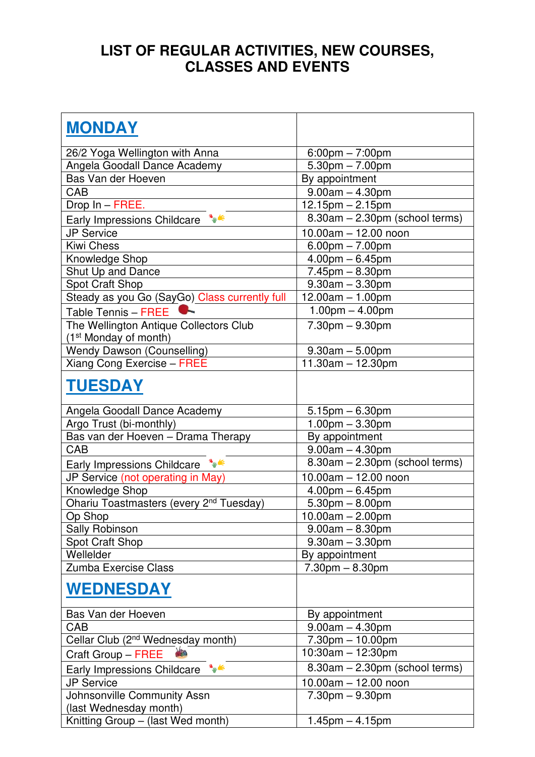# LIST OF REGULAR ACTIVITIES, NEW COURSES, CLASSES AND EVENTS

| **MONDAY** | |
|---|---|
| 26/2 Yoga Wellington with Anna | 6:00pm – 7:00pm |
| Angela Goodall Dance Academy | 5.30pm – 7.00pm |
| Bas Van der Hoeven | By appointment |
| CAB | 9.00am – 4.30pm |
| Drop In – FREE. | 12.15pm – 2.15pm |
| Early Impressions Childcare | 8.30am – 2.30pm (school terms) |
| JP Service | 10.00am – 12.00 noon |
| Kiwi Chess | 6.00pm – 7.00pm |
| Knowledge Shop | 4.00pm – 6.45pm |
| Shut Up and Dance | 7.45pm – 8.30pm |
| Spot Craft Shop | 9.30am – 3.30pm |
| Steady as you Go (SayGo) Class currently full | 12.00am – 1.00pm |
| Table Tennis – FREE | 1.00pm – 4.00pm |
| The Wellington Antique Collectors Club (1st Monday of month) | 7.30pm – 9.30pm |
| Wendy Dawson (Counselling) | 9.30am – 5.00pm |
| Xiang Cong Exercise – FREE | 11.30am – 12.30pm |
| **TUESDAY** | |
| Angela Goodall Dance Academy | 5.15pm – 6.30pm |
| Argo Trust (bi-monthly) | 1.00pm – 3.30pm |
| Bas van der Hoeven – Drama Therapy | By appointment |
| CAB | 9.00am – 4.30pm |
| Early Impressions Childcare | 8.30am – 2.30pm (school terms) |
| JP Service (not operating in May) | 10.00am – 12.00 noon |
| Knowledge Shop | 4.00pm – 6.45pm |
| Ohariu Toastmasters (every 2nd Tuesday) | 5.30pm – 8.00pm |
| Op Shop | 10.00am – 2.00pm |
| Sally Robinson | 9.00am – 8.30pm |
| Spot Craft Shop | 9.30am – 3.30pm |
| Wellelder | By appointment |
| Zumba Exercise Class | 7.30pm – 8.30pm |
| **WEDNESDAY** | |
| Bas Van der Hoeven | By appointment |
| CAB | 9.00am – 4.30pm |
| Cellar Club (2nd Wednesday month) | 7.30pm – 10.00pm |
| Craft Group – FREE | 10:30am – 12:30pm |
| Early Impressions Childcare | 8.30am – 2.30pm (school terms) |
| JP Service | 10.00am – 12.00 noon |
| Johnsonville Community Assn (last Wednesday month) | 7.30pm – 9.30pm |
| Knitting Group – (last Wed month) | 1.45pm – 4.15pm |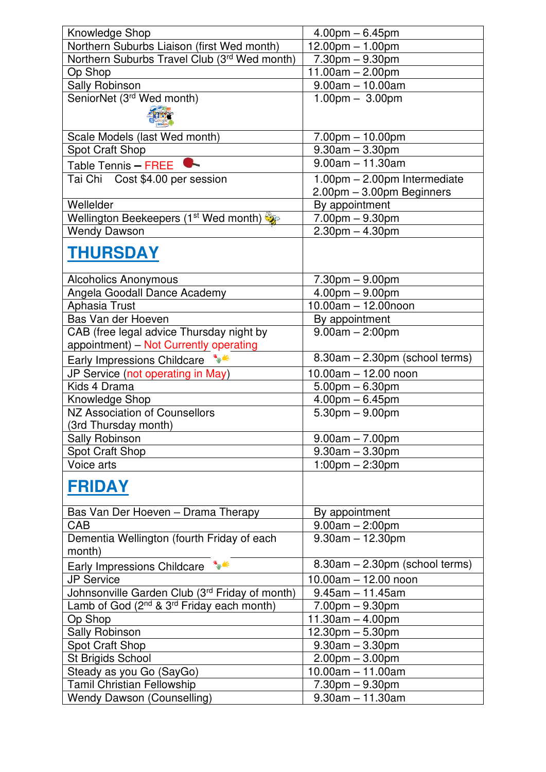| | |
|---|---|
| Knowledge Shop | 4.00pm – 6.45pm |
| Northern Suburbs Liaison (first Wed month) | 12.00pm – 1.00pm |
| Northern Suburbs Travel Club (3rd Wed month) | 7.30pm – 9.30pm |
| Op Shop | 11.00am – 2.00pm |
| Sally Robinson | 9.00am – 10.00am |
| SeniorNet (3rd Wed month) | 1.00pm – 3.00pm |
| Scale Models (last Wed month) | 7.00pm – 10.00pm |
| Spot Craft Shop | 9.30am – 3.30pm |
| Table Tennis – FREE | 9.00am – 11.30am |
| Tai Chi Cost $4.00 per session | 1.00pm – 2.00pm Intermediate<br>2.00pm – 3.00pm Beginners |
| Wellelder | By appointment |
| Wellington Beekeepers (1st Wed month) | 7.00pm – 9.30pm |
| Wendy Dawson | 2.30pm – 4.30pm |
| **THURSDAY** | |
| Alcoholics Anonymous | 7.30pm – 9.00pm |
| Angela Goodall Dance Academy | 4.00pm – 9.00pm |
| Aphasia Trust | 10.00am – 12.00noon |
| Bas Van der Hoeven | By appointment |
| CAB (free legal advice Thursday night by appointment) – Not Currently operating | 9.00am – 2:00pm |
| Early Impressions Childcare | 8.30am – 2.30pm (school terms) |
| JP Service (not operating in May) | 10.00am – 12.00 noon |
| Kids 4 Drama | 5.00pm – 6.30pm |
| Knowledge Shop | 4.00pm – 6.45pm |
| NZ Association of Counsellors (3rd Thursday month) | 5.30pm – 9.00pm |
| Sally Robinson | 9.00am – 7.00pm |
| Spot Craft Shop | 9.30am – 3.30pm |
| Voice arts | 1:00pm – 2:30pm |
| **FRIDAY** | |
| Bas Van Der Hoeven – Drama Therapy | By appointment |
| CAB | 9.00am – 2:00pm |
| Dementia Wellington (fourth Friday of each month) | 9.30am – 12.30pm |
| Early Impressions Childcare | 8.30am – 2.30pm (school terms) |
| JP Service | 10.00am – 12.00 noon |
| Johnsonville Garden Club (3rd Friday of month) | 9.45am – 11.45am |
| Lamb of God (2nd & 3rd Friday each month) | 7.00pm – 9.30pm |
| Op Shop | 11.30am – 4.00pm |
| Sally Robinson | 12.30pm – 5.30pm |
| Spot Craft Shop | 9.30am – 3.30pm |
| St Brigids School | 2.00pm – 3.00pm |
| Steady as you Go (SayGo) | 10.00am – 11.00am |
| Tamil Christian Fellowship | 7.30pm – 9.30pm |
| Wendy Dawson (Counselling) | 9.30am – 11.30am |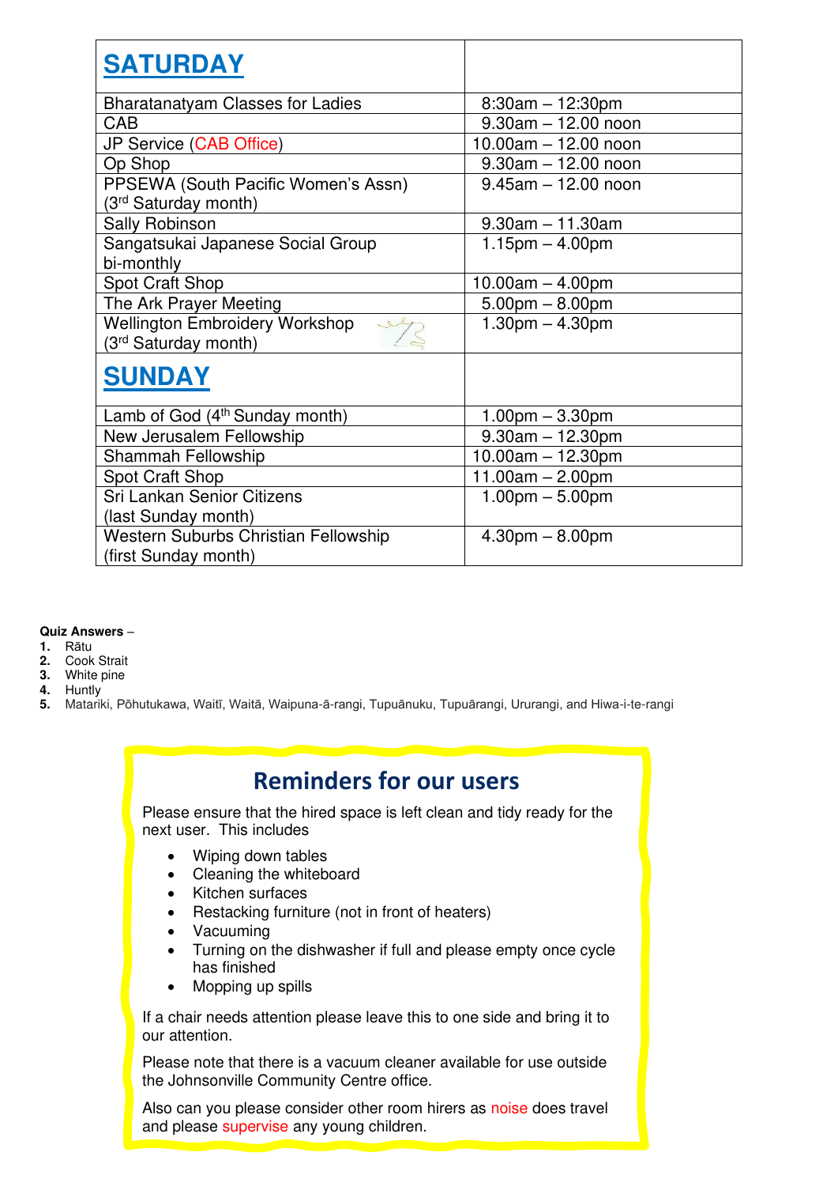| SATURDAY | |
|---|---|
| Bharatanatyam Classes for Ladies | 8:30am – 12:30pm |
| CAB | 9.30am – 12.00 noon |
| JP Service (CAB Office) | 10.00am – 12.00 noon |
| Op Shop | 9.30am – 12.00 noon |
| PPSEWA (South Pacific Women's Assn) (3rd Saturday month) | 9.45am – 12.00 noon |
| Sally Robinson | 9.30am – 11.30am |
| Sangatsukai Japanese Social Group bi-monthly | 1.15pm – 4.00pm |
| Spot Craft Shop | 10.00am – 4.00pm |
| The Ark Prayer Meeting | 5.00pm – 8.00pm |
| Wellington Embroidery Workshop (3rd Saturday month) | 1.30pm – 4.30pm |
| **SUNDAY** | |
| Lamb of God (4th Sunday month) | 1.00pm – 3.30pm |
| New Jerusalem Fellowship | 9.30am – 12.30pm |
| Shammah Fellowship | 10.00am – 12.30pm |
| Spot Craft Shop | 11.00am – 2.00pm |
| Sri Lankan Senior Citizens (last Sunday month) | 1.00pm – 5.00pm |
| Western Suburbs Christian Fellowship (first Sunday month) | 4.30pm – 8.00pm |

**Quiz Answers** –

1. Rātu
2. Cook Strait
3. White pine
4. Huntly
5. Matariki, Pōhutukawa, Waitī, Waitā, Waipuna-ā-rangi, Tupuānuku, Tupuārangi, Ururangi, and Hiwa-i-te-rangi

## Reminders for our users

Please ensure that the hired space is left clean and tidy ready for the next user. This includes

- Wiping down tables
- Cleaning the whiteboard
- Kitchen surfaces
- Restacking furniture (not in front of heaters)
- Vacuuming
- Turning on the dishwasher if full and please empty once cycle has finished
- Mopping up spills

If a chair needs attention please leave this to one side and bring it to our attention.

Please note that there is a vacuum cleaner available for use outside the Johnsonville Community Centre office.

Also can you please consider other room hirers as noise does travel and please supervise any young children.